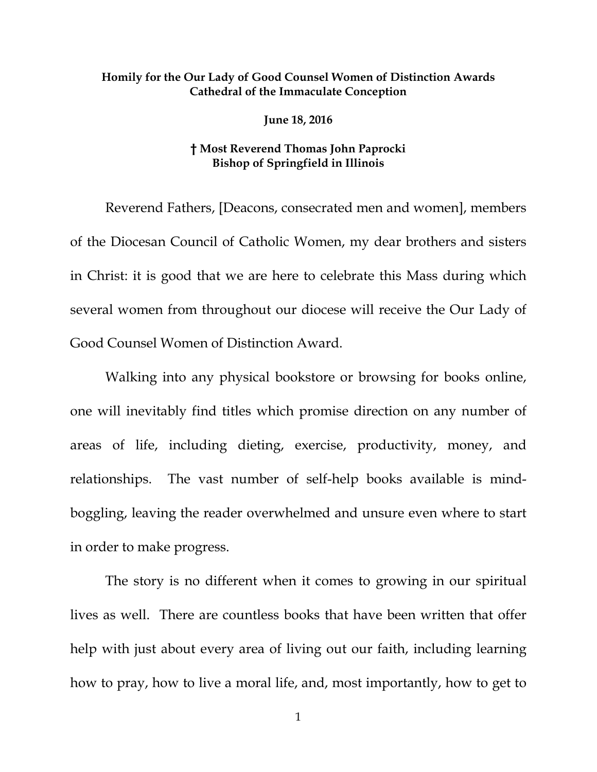**Homily for the Our Lady of Good Counsel Women of Distinction Awards**
**Cathedral of the Immaculate Conception**

**June 18, 2016**

**† Most Reverend Thomas John Paprocki**
**Bishop of Springfield in Illinois**

Reverend Fathers, [Deacons, consecrated men and women], members of the Diocesan Council of Catholic Women, my dear brothers and sisters in Christ: it is good that we are here to celebrate this Mass during which several women from throughout our diocese will receive the Our Lady of Good Counsel Women of Distinction Award.

Walking into any physical bookstore or browsing for books online, one will inevitably find titles which promise direction on any number of areas of life, including dieting, exercise, productivity, money, and relationships. The vast number of self-help books available is mind-boggling, leaving the reader overwhelmed and unsure even where to start in order to make progress.

The story is no different when it comes to growing in our spiritual lives as well. There are countless books that have been written that offer help with just about every area of living out our faith, including learning how to pray, how to live a moral life, and, most importantly, how to get to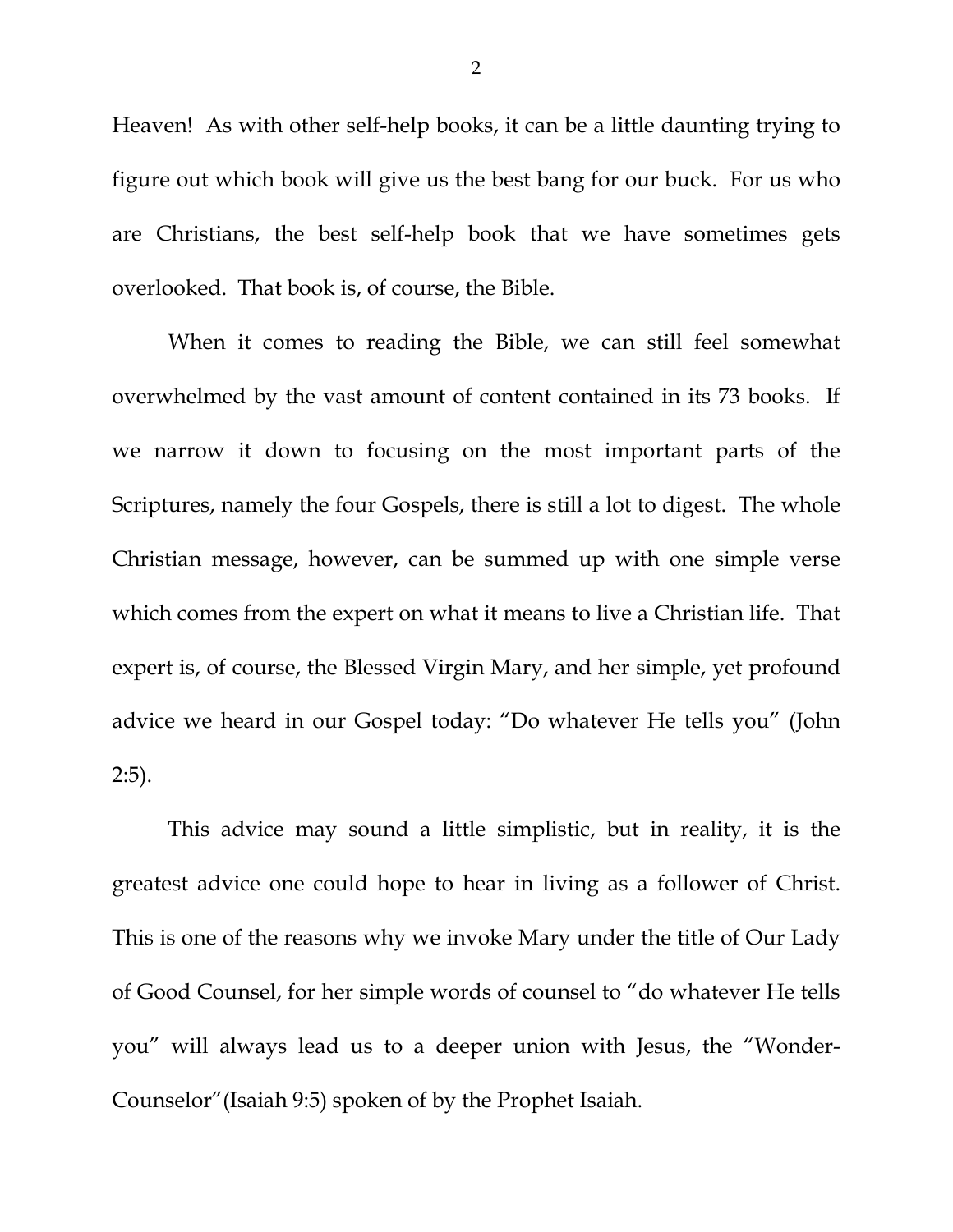Heaven! As with other self-help books, it can be a little daunting trying to figure out which book will give us the best bang for our buck. For us who are Christians, the best self-help book that we have sometimes gets overlooked. That book is, of course, the Bible.

When it comes to reading the Bible, we can still feel somewhat overwhelmed by the vast amount of content contained in its 73 books. If we narrow it down to focusing on the most important parts of the Scriptures, namely the four Gospels, there is still a lot to digest. The whole Christian message, however, can be summed up with one simple verse which comes from the expert on what it means to live a Christian life. That expert is, of course, the Blessed Virgin Mary, and her simple, yet profound advice we heard in our Gospel today: "Do whatever He tells you" (John 2:5).

This advice may sound a little simplistic, but in reality, it is the greatest advice one could hope to hear in living as a follower of Christ. This is one of the reasons why we invoke Mary under the title of Our Lady of Good Counsel, for her simple words of counsel to "do whatever He tells you" will always lead us to a deeper union with Jesus, the "Wonder-Counselor"(Isaiah 9:5) spoken of by the Prophet Isaiah.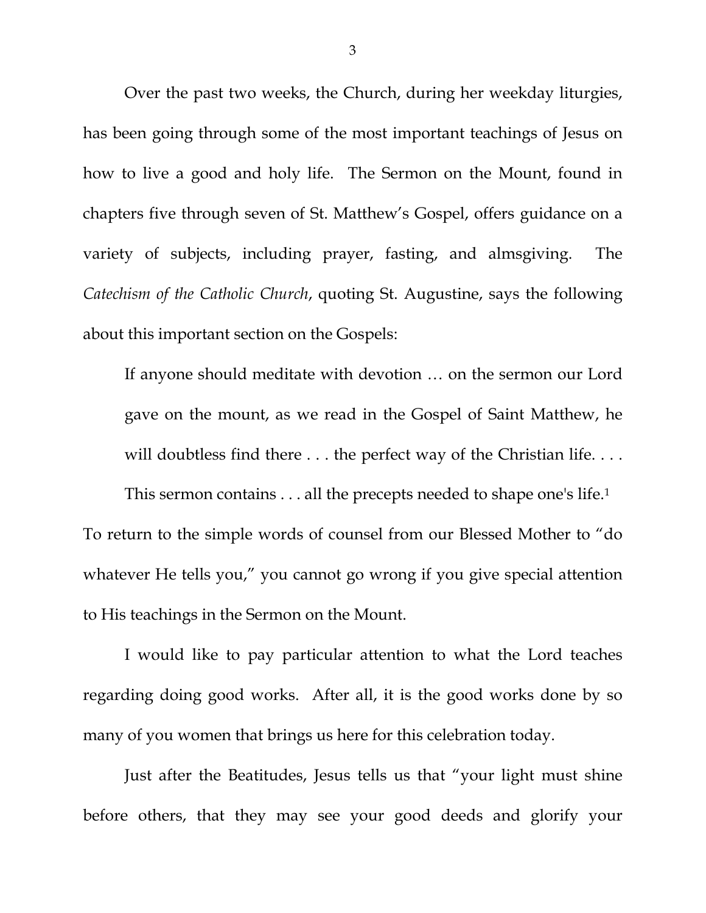Over the past two weeks, the Church, during her weekday liturgies, has been going through some of the most important teachings of Jesus on how to live a good and holy life. The Sermon on the Mount, found in chapters five through seven of St. Matthew's Gospel, offers guidance on a variety of subjects, including prayer, fasting, and almsgiving. The *Catechism of the Catholic Church*, quoting St. Augustine, says the following about this important section on the Gospels:

> If anyone should meditate with devotion … on the sermon our Lord gave on the mount, as we read in the Gospel of Saint Matthew, he will doubtless find there . . . the perfect way of the Christian life. . . . This sermon contains . . . all the precepts needed to shape one's life.[1]

To return to the simple words of counsel from our Blessed Mother to "do whatever He tells you," you cannot go wrong if you give special attention to His teachings in the Sermon on the Mount.

I would like to pay particular attention to what the Lord teaches regarding doing good works. After all, it is the good works done by so many of you women that brings us here for this celebration today.

Just after the Beatitudes, Jesus tells us that "your light must shine before others, that they may see your good deeds and glorify your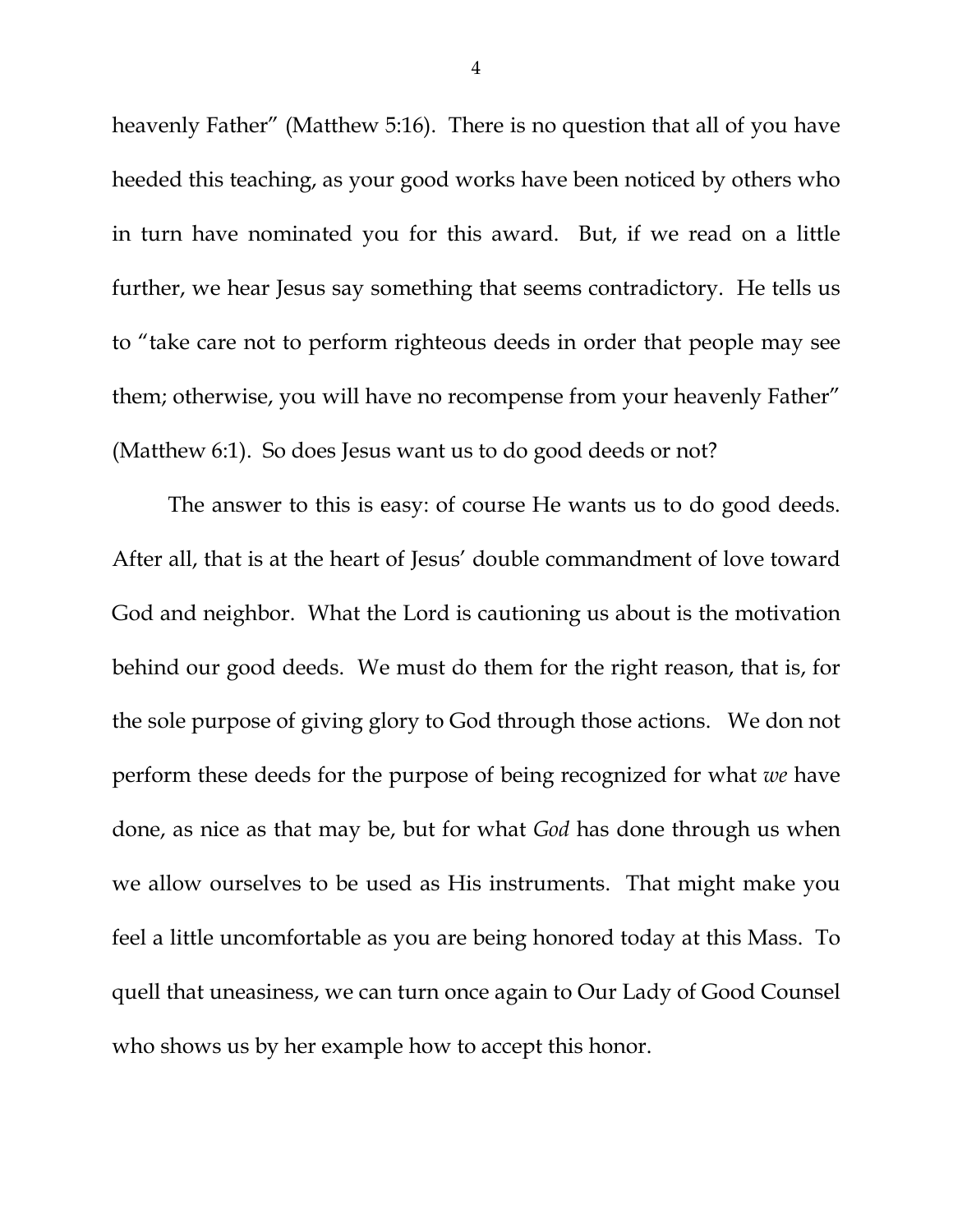heavenly Father" (Matthew 5:16). There is no question that all of you have heeded this teaching, as your good works have been noticed by others who in turn have nominated you for this award. But, if we read on a little further, we hear Jesus say something that seems contradictory. He tells us to "take care not to perform righteous deeds in order that people may see them; otherwise, you will have no recompense from your heavenly Father" (Matthew 6:1). So does Jesus want us to do good deeds or not?

The answer to this is easy: of course He wants us to do good deeds. After all, that is at the heart of Jesus' double commandment of love toward God and neighbor. What the Lord is cautioning us about is the motivation behind our good deeds. We must do them for the right reason, that is, for the sole purpose of giving glory to God through those actions. We don not perform these deeds for the purpose of being recognized for what *we* have done, as nice as that may be, but for what *God* has done through us when we allow ourselves to be used as His instruments. That might make you feel a little uncomfortable as you are being honored today at this Mass. To quell that uneasiness, we can turn once again to Our Lady of Good Counsel who shows us by her example how to accept this honor.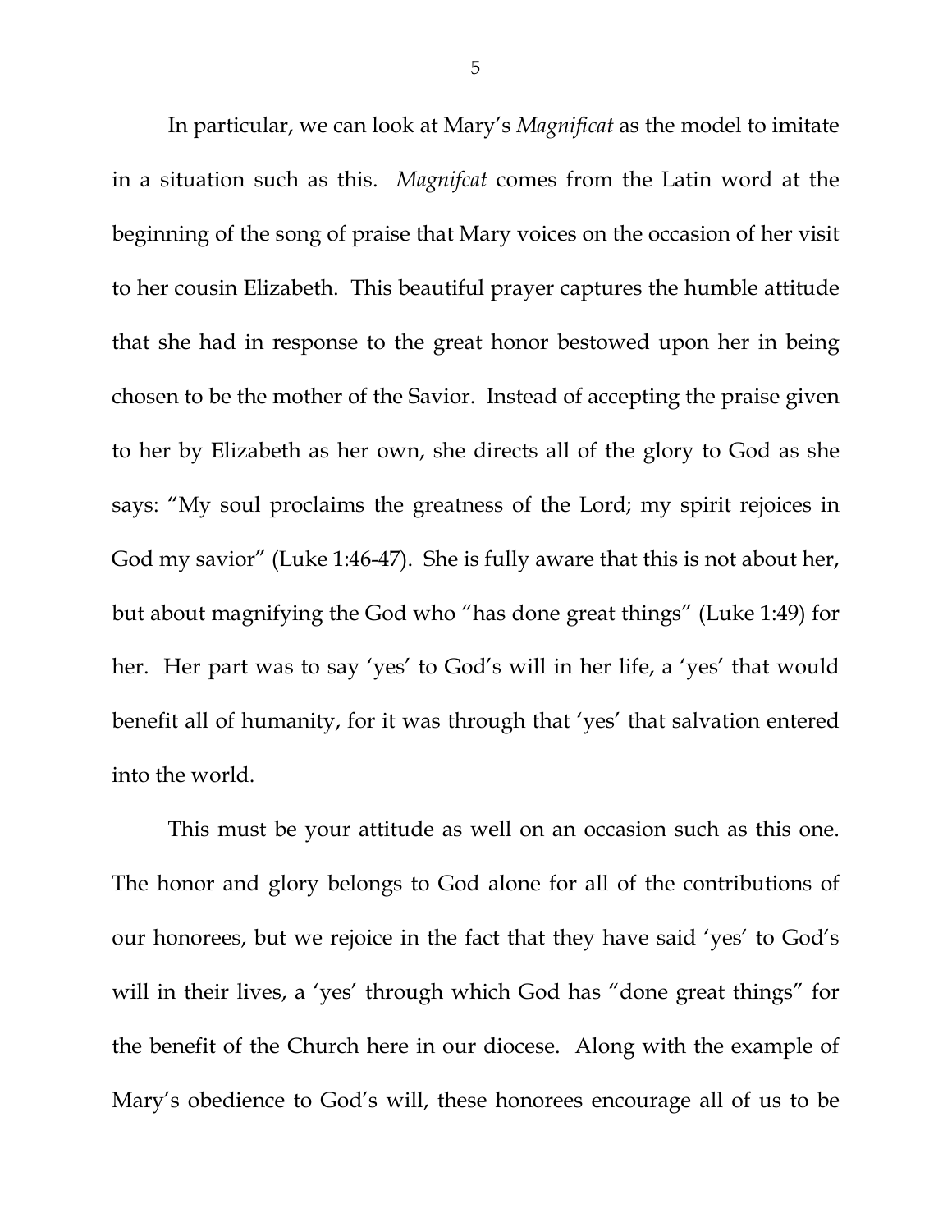In particular, we can look at Mary's *Magnificat* as the model to imitate in a situation such as this. *Magnifcat* comes from the Latin word at the beginning of the song of praise that Mary voices on the occasion of her visit to her cousin Elizabeth. This beautiful prayer captures the humble attitude that she had in response to the great honor bestowed upon her in being chosen to be the mother of the Savior. Instead of accepting the praise given to her by Elizabeth as her own, she directs all of the glory to God as she says: "My soul proclaims the greatness of the Lord; my spirit rejoices in God my savior" (Luke 1:46-47). She is fully aware that this is not about her, but about magnifying the God who "has done great things" (Luke 1:49) for her. Her part was to say 'yes' to God's will in her life, a 'yes' that would benefit all of humanity, for it was through that 'yes' that salvation entered into the world.

This must be your attitude as well on an occasion such as this one. The honor and glory belongs to God alone for all of the contributions of our honorees, but we rejoice in the fact that they have said 'yes' to God's will in their lives, a 'yes' through which God has "done great things" for the benefit of the Church here in our diocese. Along with the example of Mary's obedience to God's will, these honorees encourage all of us to be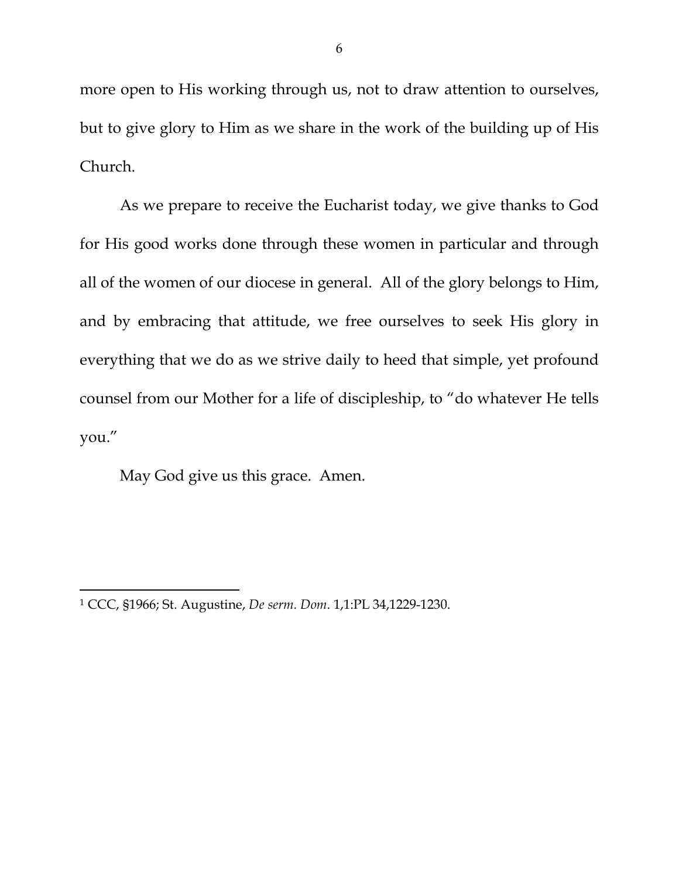more open to His working through us, not to draw attention to ourselves, but to give glory to Him as we share in the work of the building up of His Church.

As we prepare to receive the Eucharist today, we give thanks to God for His good works done through these women in particular and through all of the women of our diocese in general. All of the glory belongs to Him, and by embracing that attitude, we free ourselves to seek His glory in everything that we do as we strive daily to heed that simple, yet profound counsel from our Mother for a life of discipleship, to "do whatever He tells you."

May God give us this grace. Amen.

---

[1] CCC, §1966; St. Augustine, *De serm. Dom*. 1,1:PL 34,1229-1230.